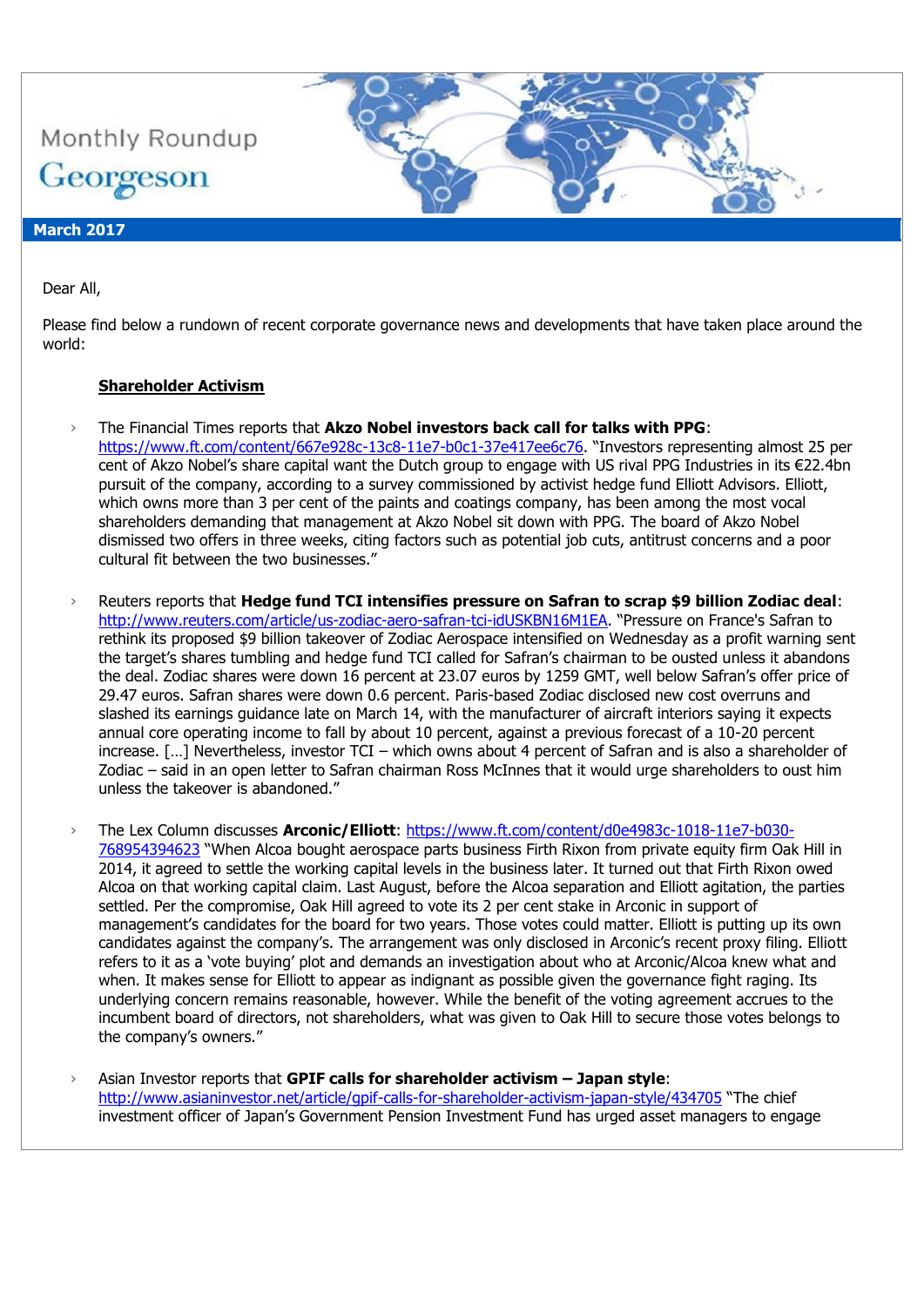Monthly Roundup

Georgeson

**March 2017**

Dear All,

Please find below a rundown of recent corporate governance news and developments that have taken place around the world:

## Shareholder Activism

- The Financial Times reports that **Akzo Nobel investors back call for talks with PPG**: https://www.ft.com/content/667e928c-13c8-11e7-b0c1-37e417ee6c76. "Investors representing almost 25 per cent of Akzo Nobel's share capital want the Dutch group to engage with US rival PPG Industries in its €22.4bn pursuit of the company, according to a survey commissioned by activist hedge fund Elliott Advisors. Elliott, which owns more than 3 per cent of the paints and coatings company, has been among the most vocal shareholders demanding that management at Akzo Nobel sit down with PPG. The board of Akzo Nobel dismissed two offers in three weeks, citing factors such as potential job cuts, antitrust concerns and a poor cultural fit between the two businesses."

- Reuters reports that **Hedge fund TCI intensifies pressure on Safran to scrap $9 billion Zodiac deal**: http://www.reuters.com/article/us-zodiac-aero-safran-tci-idUSKBN16M1EA. "Pressure on France's Safran to rethink its proposed $9 billion takeover of Zodiac Aerospace intensified on Wednesday as a profit warning sent the target's shares tumbling and hedge fund TCI called for Safran's chairman to be ousted unless it abandons the deal. Zodiac shares were down 16 percent at 23.07 euros by 1259 GMT, well below Safran's offer price of 29.47 euros. Safran shares were down 0.6 percent. Paris-based Zodiac disclosed new cost overruns and slashed its earnings guidance late on March 14, with the manufacturer of aircraft interiors saying it expects annual core operating income to fall by about 10 percent, against a previous forecast of a 10-20 percent increase. […] Nevertheless, investor TCI – which owns about 4 percent of Safran and is also a shareholder of Zodiac – said in an open letter to Safran chairman Ross McInnes that it would urge shareholders to oust him unless the takeover is abandoned."

- The Lex Column discusses **Arconic/Elliott**: https://www.ft.com/content/d0e4983c-1018-11e7-b030-768954394623 "When Alcoa bought aerospace parts business Firth Rixon from private equity firm Oak Hill in 2014, it agreed to settle the working capital levels in the business later. It turned out that Firth Rixon owed Alcoa on that working capital claim. Last August, before the Alcoa separation and Elliott agitation, the parties settled. Per the compromise, Oak Hill agreed to vote its 2 per cent stake in Arconic in support of management's candidates for the board for two years. Those votes could matter. Elliott is putting up its own candidates against the company's. The arrangement was only disclosed in Arconic's recent proxy filing. Elliott refers to it as a 'vote buying' plot and demands an investigation about who at Arconic/Alcoa knew what and when. It makes sense for Elliott to appear as indignant as possible given the governance fight raging. Its underlying concern remains reasonable, however. While the benefit of the voting agreement accrues to the incumbent board of directors, not shareholders, what was given to Oak Hill to secure those votes belongs to the company's owners."

- Asian Investor reports that **GPIF calls for shareholder activism – Japan style**: http://www.asianinvestor.net/article/gpif-calls-for-shareholder-activism-japan-style/434705 "The chief investment officer of Japan's Government Pension Investment Fund has urged asset managers to engage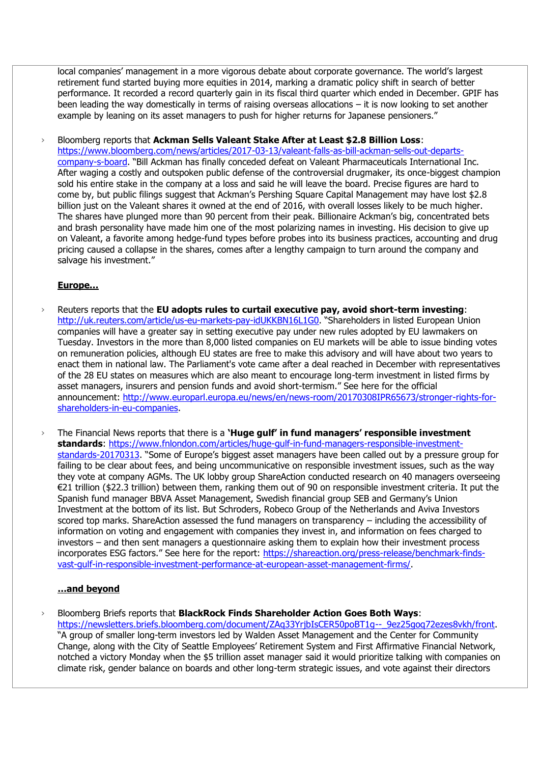local companies' management in a more vigorous debate about corporate governance. The world's largest retirement fund started buying more equities in 2014, marking a dramatic policy shift in search of better performance. It recorded a record quarterly gain in its fiscal third quarter which ended in December. GPIF has been leading the way domestically in terms of raising overseas allocations – it is now looking to set another example by leaning on its asset managers to push for higher returns for Japanese pensioners."

- Bloomberg reports that **Ackman Sells Valeant Stake After at Least $2.8 Billion Loss**: https://www.bloomberg.com/news/articles/2017-03-13/valeant-falls-as-bill-ackman-sells-out-departs-company-s-board. "Bill Ackman has finally conceded defeat on Valeant Pharmaceuticals International Inc. After waging a costly and outspoken public defense of the controversial drugmaker, its once-biggest champion sold his entire stake in the company at a loss and said he will leave the board. Precise figures are hard to come by, but public filings suggest that Ackman's Pershing Square Capital Management may have lost $2.8 billion just on the Valeant shares it owned at the end of 2016, with overall losses likely to be much higher. The shares have plunged more than 90 percent from their peak. Billionaire Ackman's big, concentrated bets and brash personality have made him one of the most polarizing names in investing. His decision to give up on Valeant, a favorite among hedge-fund types before probes into its business practices, accounting and drug pricing caused a collapse in the shares, comes after a lengthy campaign to turn around the company and salvage his investment."

**Europe…**

- Reuters reports that the **EU adopts rules to curtail executive pay, avoid short-term investing**: http://uk.reuters.com/article/us-eu-markets-pay-idUKKBN16L1G0. "Shareholders in listed European Union companies will have a greater say in setting executive pay under new rules adopted by EU lawmakers on Tuesday. Investors in the more than 8,000 listed companies on EU markets will be able to issue binding votes on remuneration policies, although EU states are free to make this advisory and will have about two years to enact them in national law. The Parliament's vote came after a deal reached in December with representatives of the 28 EU states on measures which are also meant to encourage long-term investment in listed firms by asset managers, insurers and pension funds and avoid short-termism." See here for the official announcement: http://www.europarl.europa.eu/news/en/news-room/20170308IPR65673/stronger-rights-for-shareholders-in-eu-companies.

- The Financial News reports that there is a **'Huge gulf' in fund managers' responsible investment standards**: https://www.fnlondon.com/articles/huge-gulf-in-fund-managers-responsible-investment-standards-20170313. "Some of Europe's biggest asset managers have been called out by a pressure group for failing to be clear about fees, and being uncommunicative on responsible investment issues, such as the way they vote at company AGMs. The UK lobby group ShareAction conducted research on 40 managers overseeing €21 trillion ($22.3 trillion) between them, ranking them out of 90 on responsible investment criteria. It put the Spanish fund manager BBVA Asset Management, Swedish financial group SEB and Germany's Union Investment at the bottom of its list. But Schroders, Robeco Group of the Netherlands and Aviva Investors scored top marks. ShareAction assessed the fund managers on transparency – including the accessibility of information on voting and engagement with companies they invest in, and information on fees charged to investors – and then sent managers a questionnaire asking them to explain how their investment process incorporates ESG factors." See here for the report: https://shareaction.org/press-release/benchmark-finds-vast-gulf-in-responsible-investment-performance-at-european-asset-management-firms/.

**…and beyond**

- Bloomberg Briefs reports that **BlackRock Finds Shareholder Action Goes Both Ways**: https://newsletters.briefs.bloomberg.com/document/ZAq33YrjbIsCER50poBT1g--_9ez25goq72ezes8vkh/front. "A group of smaller long-term investors led by Walden Asset Management and the Center for Community Change, along with the City of Seattle Employees' Retirement System and First Affirmative Financial Network, notched a victory Monday when the $5 trillion asset manager said it would prioritize talking with companies on climate risk, gender balance on boards and other long-term strategic issues, and vote against their directors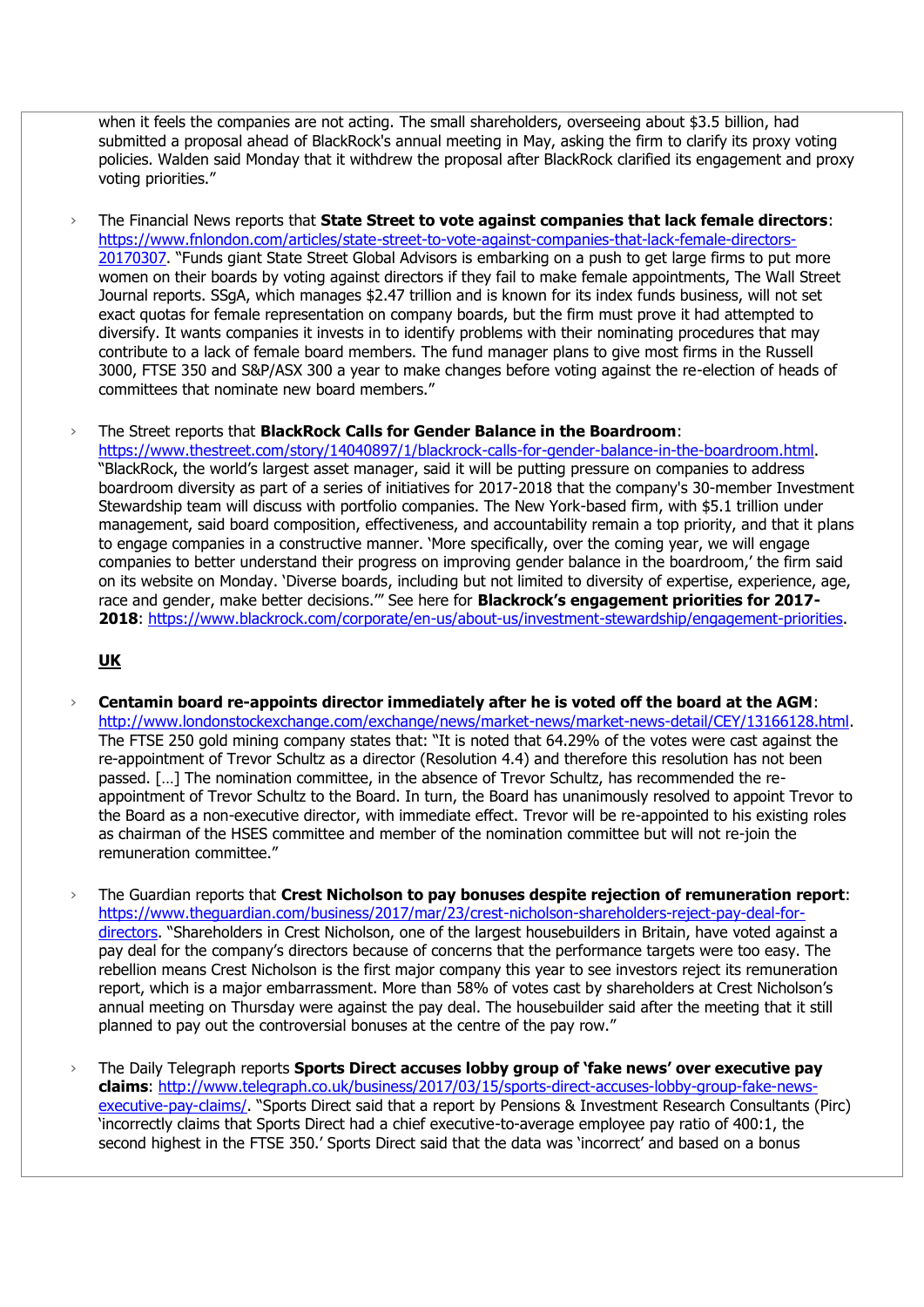when it feels the companies are not acting. The small shareholders, overseeing about $3.5 billion, had submitted a proposal ahead of BlackRock's annual meeting in May, asking the firm to clarify its proxy voting policies. Walden said Monday that it withdrew the proposal after BlackRock clarified its engagement and proxy voting priorities."

- The Financial News reports that **State Street to vote against companies that lack female directors**: https://www.fnlondon.com/articles/state-street-to-vote-against-companies-that-lack-female-directors-20170307. "Funds giant State Street Global Advisors is embarking on a push to get large firms to put more women on their boards by voting against directors if they fail to make female appointments, The Wall Street Journal reports. SSgA, which manages $2.47 trillion and is known for its index funds business, will not set exact quotas for female representation on company boards, but the firm must prove it had attempted to diversify. It wants companies it invests in to identify problems with their nominating procedures that may contribute to a lack of female board members. The fund manager plans to give most firms in the Russell 3000, FTSE 350 and S&P/ASX 300 a year to make changes before voting against the re-election of heads of committees that nominate new board members."

- The Street reports that **BlackRock Calls for Gender Balance in the Boardroom**: https://www.thestreet.com/story/14040897/1/blackrock-calls-for-gender-balance-in-the-boardroom.html. "BlackRock, the world's largest asset manager, said it will be putting pressure on companies to address boardroom diversity as part of a series of initiatives for 2017-2018 that the company's 30-member Investment Stewardship team will discuss with portfolio companies. The New York-based firm, with $5.1 trillion under management, said board composition, effectiveness, and accountability remain a top priority, and that it plans to engage companies in a constructive manner. 'More specifically, over the coming year, we will engage companies to better understand their progress on improving gender balance in the boardroom,' the firm said on its website on Monday. 'Diverse boards, including but not limited to diversity of expertise, experience, age, race and gender, make better decisions.'" See here for **Blackrock's engagement priorities for 2017-2018**: https://www.blackrock.com/corporate/en-us/about-us/investment-stewardship/engagement-priorities.

## UK

- **Centamin board re-appoints director immediately after he is voted off the board at the AGM**: http://www.londonstockexchange.com/exchange/news/market-news/market-news-detail/CEY/13166128.html. The FTSE 250 gold mining company states that: "It is noted that 64.29% of the votes were cast against the re-appointment of Trevor Schultz as a director (Resolution 4.4) and therefore this resolution has not been passed. […] The nomination committee, in the absence of Trevor Schultz, has recommended the re-appointment of Trevor Schultz to the Board. In turn, the Board has unanimously resolved to appoint Trevor to the Board as a non-executive director, with immediate effect. Trevor will be re-appointed to his existing roles as chairman of the HSES committee and member of the nomination committee but will not re-join the remuneration committee."

- The Guardian reports that **Crest Nicholson to pay bonuses despite rejection of remuneration report**: https://www.theguardian.com/business/2017/mar/23/crest-nicholson-shareholders-reject-pay-deal-for-directors. "Shareholders in Crest Nicholson, one of the largest housebuilders in Britain, have voted against a pay deal for the company's directors because of concerns that the performance targets were too easy. The rebellion means Crest Nicholson is the first major company this year to see investors reject its remuneration report, which is a major embarrassment. More than 58% of votes cast by shareholders at Crest Nicholson's annual meeting on Thursday were against the pay deal. The housebuilder said after the meeting that it still planned to pay out the controversial bonuses at the centre of the pay row."

- The Daily Telegraph reports **Sports Direct accuses lobby group of 'fake news' over executive pay claims**: http://www.telegraph.co.uk/business/2017/03/15/sports-direct-accuses-lobby-group-fake-news-executive-pay-claims/. "Sports Direct said that a report by Pensions & Investment Research Consultants (Pirc) 'incorrectly claims that Sports Direct had a chief executive-to-average employee pay ratio of 400:1, the second highest in the FTSE 350.' Sports Direct said that the data was 'incorrect' and based on a bonus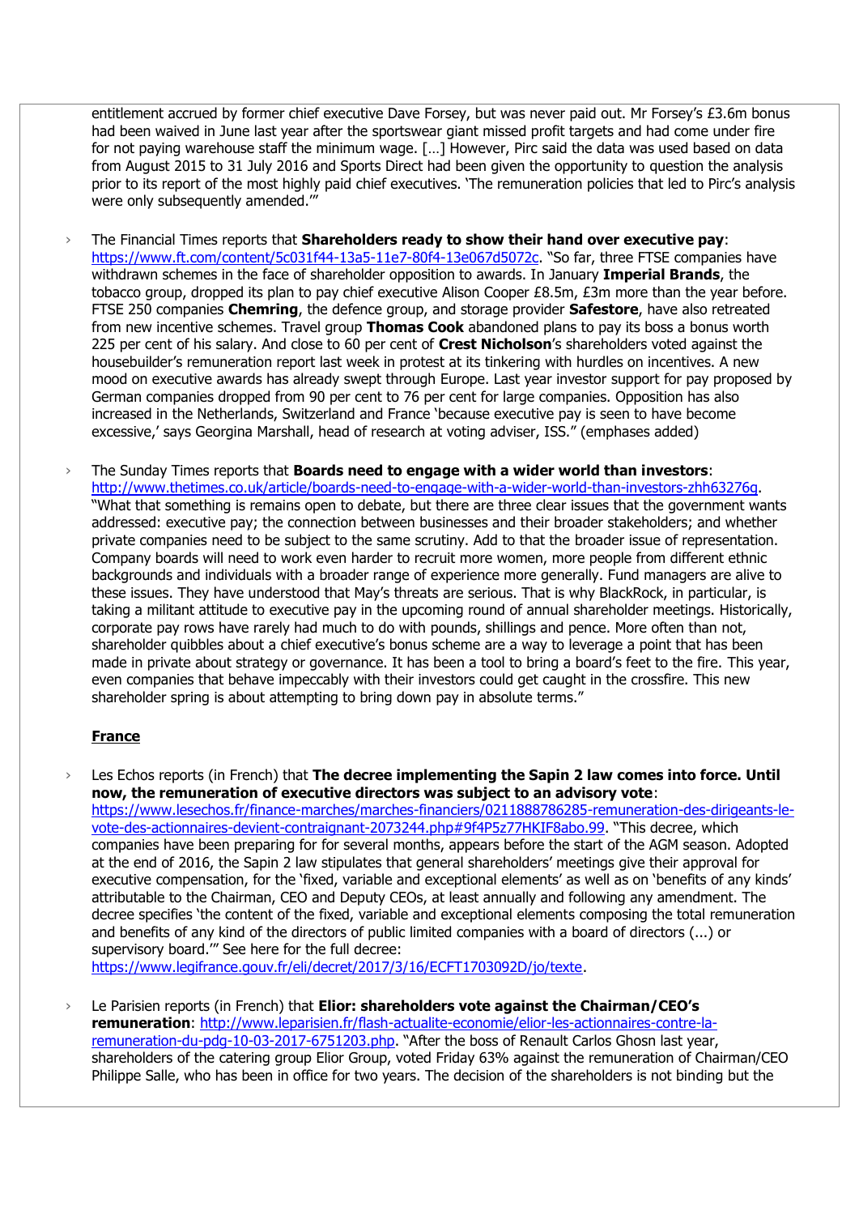entitlement accrued by former chief executive Dave Forsey, but was never paid out. Mr Forsey's £3.6m bonus had been waived in June last year after the sportswear giant missed profit targets and had come under fire for not paying warehouse staff the minimum wage. […] However, Pirc said the data was used based on data from August 2015 to 31 July 2016 and Sports Direct had been given the opportunity to question the analysis prior to its report of the most highly paid chief executives. 'The remuneration policies that led to Pirc's analysis were only subsequently amended.'"

- The Financial Times reports that **Shareholders ready to show their hand over executive pay**: https://www.ft.com/content/5c031f44-13a5-11e7-80f4-13e067d5072c. "So far, three FTSE companies have withdrawn schemes in the face of shareholder opposition to awards. In January **Imperial Brands**, the tobacco group, dropped its plan to pay chief executive Alison Cooper £8.5m, £3m more than the year before. FTSE 250 companies **Chemring**, the defence group, and storage provider **Safestore**, have also retreated from new incentive schemes. Travel group **Thomas Cook** abandoned plans to pay its boss a bonus worth 225 per cent of his salary. And close to 60 per cent of **Crest Nicholson**'s shareholders voted against the housebuilder's remuneration report last week in protest at its tinkering with hurdles on incentives. A new mood on executive awards has already swept through Europe. Last year investor support for pay proposed by German companies dropped from 90 per cent to 76 per cent for large companies. Opposition has also increased in the Netherlands, Switzerland and France 'because executive pay is seen to have become excessive,' says Georgina Marshall, head of research at voting adviser, ISS." (emphases added)

- The Sunday Times reports that **Boards need to engage with a wider world than investors**: http://www.thetimes.co.uk/article/boards-need-to-engage-with-a-wider-world-than-investors-zhh63276q. "What that something is remains open to debate, but there are three clear issues that the government wants addressed: executive pay; the connection between businesses and their broader stakeholders; and whether private companies need to be subject to the same scrutiny. Add to that the broader issue of representation. Company boards will need to work even harder to recruit more women, more people from different ethnic backgrounds and individuals with a broader range of experience more generally. Fund managers are alive to these issues. They have understood that May's threats are serious. That is why BlackRock, in particular, is taking a militant attitude to executive pay in the upcoming round of annual shareholder meetings. Historically, corporate pay rows have rarely had much to do with pounds, shillings and pence. More often than not, shareholder quibbles about a chief executive's bonus scheme are a way to leverage a point that has been made in private about strategy or governance. It has been a tool to bring a board's feet to the fire. This year, even companies that behave impeccably with their investors could get caught in the crossfire. This new shareholder spring is about attempting to bring down pay in absolute terms."

**France**

- Les Echos reports (in French) that **The decree implementing the Sapin 2 law comes into force. Until now, the remuneration of executive directors was subject to an advisory vote**: https://www.lesechos.fr/finance-marches/marches-financiers/0211888786285-remuneration-des-dirigeants-le-vote-des-actionnaires-devient-contraignant-2073244.php#9f4P5z77HKIF8abo.99. "This decree, which companies have been preparing for for several months, appears before the start of the AGM season. Adopted at the end of 2016, the Sapin 2 law stipulates that general shareholders' meetings give their approval for executive compensation, for the 'fixed, variable and exceptional elements' as well as on 'benefits of any kinds' attributable to the Chairman, CEO and Deputy CEOs, at least annually and following any amendment. The decree specifies 'the content of the fixed, variable and exceptional elements composing the total remuneration and benefits of any kind of the directors of public limited companies with a board of directors (...) or supervisory board.'" See here for the full decree: https://www.legifrance.gouv.fr/eli/decret/2017/3/16/ECFT1703092D/jo/texte.

- Le Parisien reports (in French) that **Elior: shareholders vote against the Chairman/CEO's remuneration**: http://www.leparisien.fr/flash-actualite-economie/elior-les-actionnaires-contre-la-remuneration-du-pdg-10-03-2017-6751203.php. "After the boss of Renault Carlos Ghosn last year, shareholders of the catering group Elior Group, voted Friday 63% against the remuneration of Chairman/CEO Philippe Salle, who has been in office for two years. The decision of the shareholders is not binding but the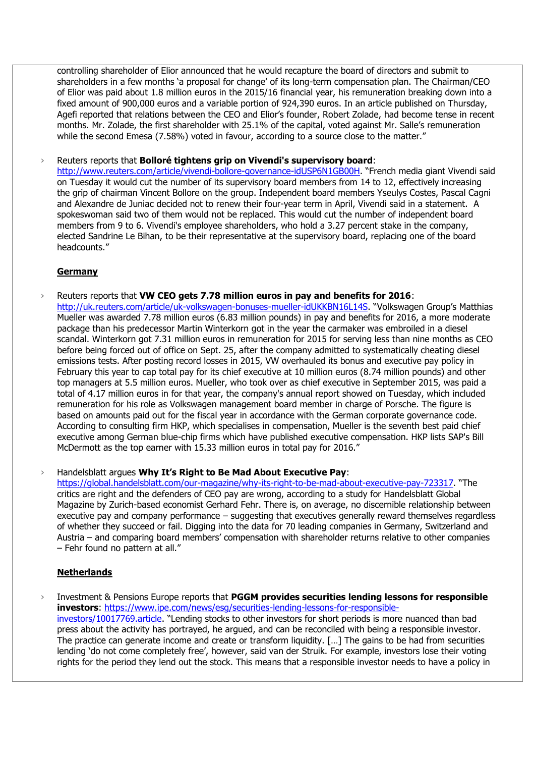controlling shareholder of Elior announced that he would recapture the board of directors and submit to shareholders in a few months 'a proposal for change' of its long-term compensation plan. The Chairman/CEO of Elior was paid about 1.8 million euros in the 2015/16 financial year, his remuneration breaking down into a fixed amount of 900,000 euros and a variable portion of 924,390 euros. In an article published on Thursday, Agefi reported that relations between the CEO and Elior's founder, Robert Zolade, had become tense in recent months. Mr. Zolade, the first shareholder with 25.1% of the capital, voted against Mr. Salle's remuneration while the second Emesa (7.58%) voted in favour, according to a source close to the matter."

- Reuters reports that **Bolloré tightens grip on Vivendi's supervisory board**: http://www.reuters.com/article/vivendi-bollore-governance-idUSP6N1GB00H. "French media giant Vivendi said on Tuesday it would cut the number of its supervisory board members from 14 to 12, effectively increasing the grip of chairman Vincent Bollore on the group. Independent board members Yseulys Costes, Pascal Cagni and Alexandre de Juniac decided not to renew their four-year term in April, Vivendi said in a statement. A spokeswoman said two of them would not be replaced. This would cut the number of independent board members from 9 to 6. Vivendi's employee shareholders, who hold a 3.27 percent stake in the company, elected Sandrine Le Bihan, to be their representative at the supervisory board, replacing one of the board headcounts."

**Germany**

- Reuters reports that **VW CEO gets 7.78 million euros in pay and benefits for 2016**: http://uk.reuters.com/article/uk-volkswagen-bonuses-mueller-idUKKBN16L14S. "Volkswagen Group's Matthias Mueller was awarded 7.78 million euros (6.83 million pounds) in pay and benefits for 2016, a more moderate package than his predecessor Martin Winterkorn got in the year the carmaker was embroiled in a diesel scandal. Winterkorn got 7.31 million euros in remuneration for 2015 for serving less than nine months as CEO before being forced out of office on Sept. 25, after the company admitted to systematically cheating diesel emissions tests. After posting record losses in 2015, VW overhauled its bonus and executive pay policy in February this year to cap total pay for its chief executive at 10 million euros (8.74 million pounds) and other top managers at 5.5 million euros. Mueller, who took over as chief executive in September 2015, was paid a total of 4.17 million euros in for that year, the company's annual report showed on Tuesday, which included remuneration for his role as Volkswagen management board member in charge of Porsche. The figure is based on amounts paid out for the fiscal year in accordance with the German corporate governance code. According to consulting firm HKP, which specialises in compensation, Mueller is the seventh best paid chief executive among German blue-chip firms which have published executive compensation. HKP lists SAP's Bill McDermott as the top earner with 15.33 million euros in total pay for 2016."

- Handelsblatt argues **Why It's Right to Be Mad About Executive Pay**: https://global.handelsblatt.com/our-magazine/why-its-right-to-be-mad-about-executive-pay-723317. "The critics are right and the defenders of CEO pay are wrong, according to a study for Handelsblatt Global Magazine by Zurich-based economist Gerhard Fehr. There is, on average, no discernible relationship between executive pay and company performance – suggesting that executives generally reward themselves regardless of whether they succeed or fail. Digging into the data for 70 leading companies in Germany, Switzerland and Austria – and comparing board members' compensation with shareholder returns relative to other companies – Fehr found no pattern at all."

**Netherlands**

- Investment & Pensions Europe reports that **PGGM provides securities lending lessons for responsible investors**: https://www.ipe.com/news/esg/securities-lending-lessons-for-responsible-investors/10017769.article. "Lending stocks to other investors for short periods is more nuanced than bad press about the activity has portrayed, he argued, and can be reconciled with being a responsible investor. The practice can generate income and create or transform liquidity. […] The gains to be had from securities lending 'do not come completely free', however, said van der Struik. For example, investors lose their voting rights for the period they lend out the stock. This means that a responsible investor needs to have a policy in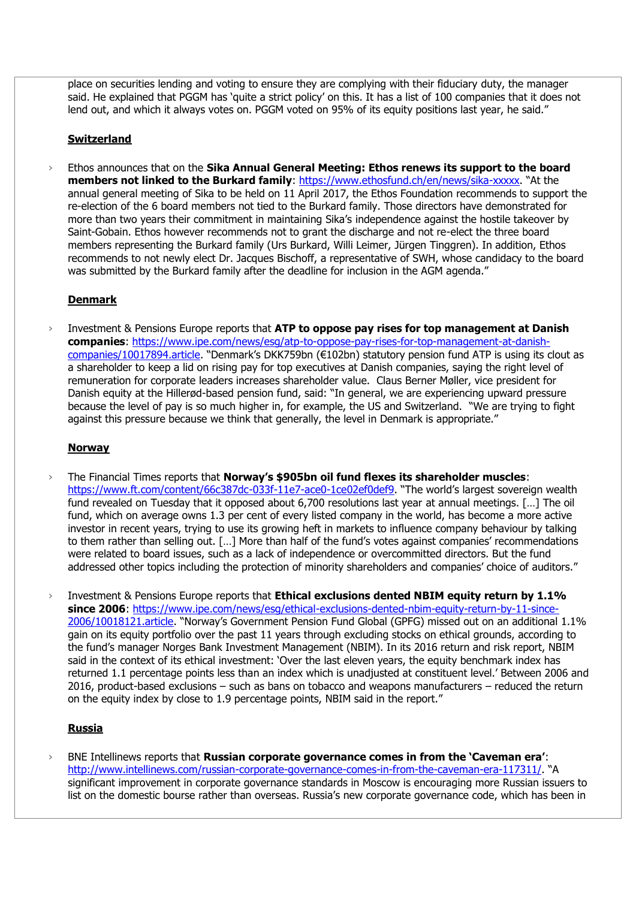place on securities lending and voting to ensure they are complying with their fiduciary duty, the manager said. He explained that PGGM has 'quite a strict policy' on this. It has a list of 100 companies that it does not lend out, and which it always votes on. PGGM voted on 95% of its equity positions last year, he said."

**Switzerland**

- Ethos announces that on the **Sika Annual General Meeting: Ethos renews its support to the board members not linked to the Burkard family**: https://www.ethosfund.ch/en/news/sika-xxxxx. "At the annual general meeting of Sika to be held on 11 April 2017, the Ethos Foundation recommends to support the re-election of the 6 board members not tied to the Burkard family. Those directors have demonstrated for more than two years their commitment in maintaining Sika's independence against the hostile takeover by Saint-Gobain. Ethos however recommends not to grant the discharge and not re-elect the three board members representing the Burkard family (Urs Burkard, Willi Leimer, Jürgen Tinggren). In addition, Ethos recommends to not newly elect Dr. Jacques Bischoff, a representative of SWH, whose candidacy to the board was submitted by the Burkard family after the deadline for inclusion in the AGM agenda."

**Denmark**

- Investment & Pensions Europe reports that **ATP to oppose pay rises for top management at Danish companies**: https://www.ipe.com/news/esg/atp-to-oppose-pay-rises-for-top-management-at-danish-companies/10017894.article. "Denmark's DKK759bn (€102bn) statutory pension fund ATP is using its clout as a shareholder to keep a lid on rising pay for top executives at Danish companies, saying the right level of remuneration for corporate leaders increases shareholder value. Claus Berner Møller, vice president for Danish equity at the Hillerød-based pension fund, said: "In general, we are experiencing upward pressure because the level of pay is so much higher in, for example, the US and Switzerland. "We are trying to fight against this pressure because we think that generally, the level in Denmark is appropriate."

**Norway**

- The Financial Times reports that **Norway's $905bn oil fund flexes its shareholder muscles**: https://www.ft.com/content/66c387dc-033f-11e7-ace0-1ce02ef0def9. "The world's largest sovereign wealth fund revealed on Tuesday that it opposed about 6,700 resolutions last year at annual meetings. […] The oil fund, which on average owns 1.3 per cent of every listed company in the world, has become a more active investor in recent years, trying to use its growing heft in markets to influence company behaviour by talking to them rather than selling out. […] More than half of the fund's votes against companies' recommendations were related to board issues, such as a lack of independence or overcommitted directors. But the fund addressed other topics including the protection of minority shareholders and companies' choice of auditors."

- Investment & Pensions Europe reports that **Ethical exclusions dented NBIM equity return by 1.1% since 2006**: https://www.ipe.com/news/esg/ethical-exclusions-dented-nbim-equity-return-by-11-since-2006/10018121.article. "Norway's Government Pension Fund Global (GPFG) missed out on an additional 1.1% gain on its equity portfolio over the past 11 years through excluding stocks on ethical grounds, according to the fund's manager Norges Bank Investment Management (NBIM). In its 2016 return and risk report, NBIM said in the context of its ethical investment: 'Over the last eleven years, the equity benchmark index has returned 1.1 percentage points less than an index which is unadjusted at constituent level.' Between 2006 and 2016, product-based exclusions – such as bans on tobacco and weapons manufacturers – reduced the return on the equity index by close to 1.9 percentage points, NBIM said in the report."

**Russia**

- BNE Intellinews reports that **Russian corporate governance comes in from the 'Caveman era'**: http://www.intellinews.com/russian-corporate-governance-comes-in-from-the-caveman-era-117311/. "A significant improvement in corporate governance standards in Moscow is encouraging more Russian issuers to list on the domestic bourse rather than overseas. Russia's new corporate governance code, which has been in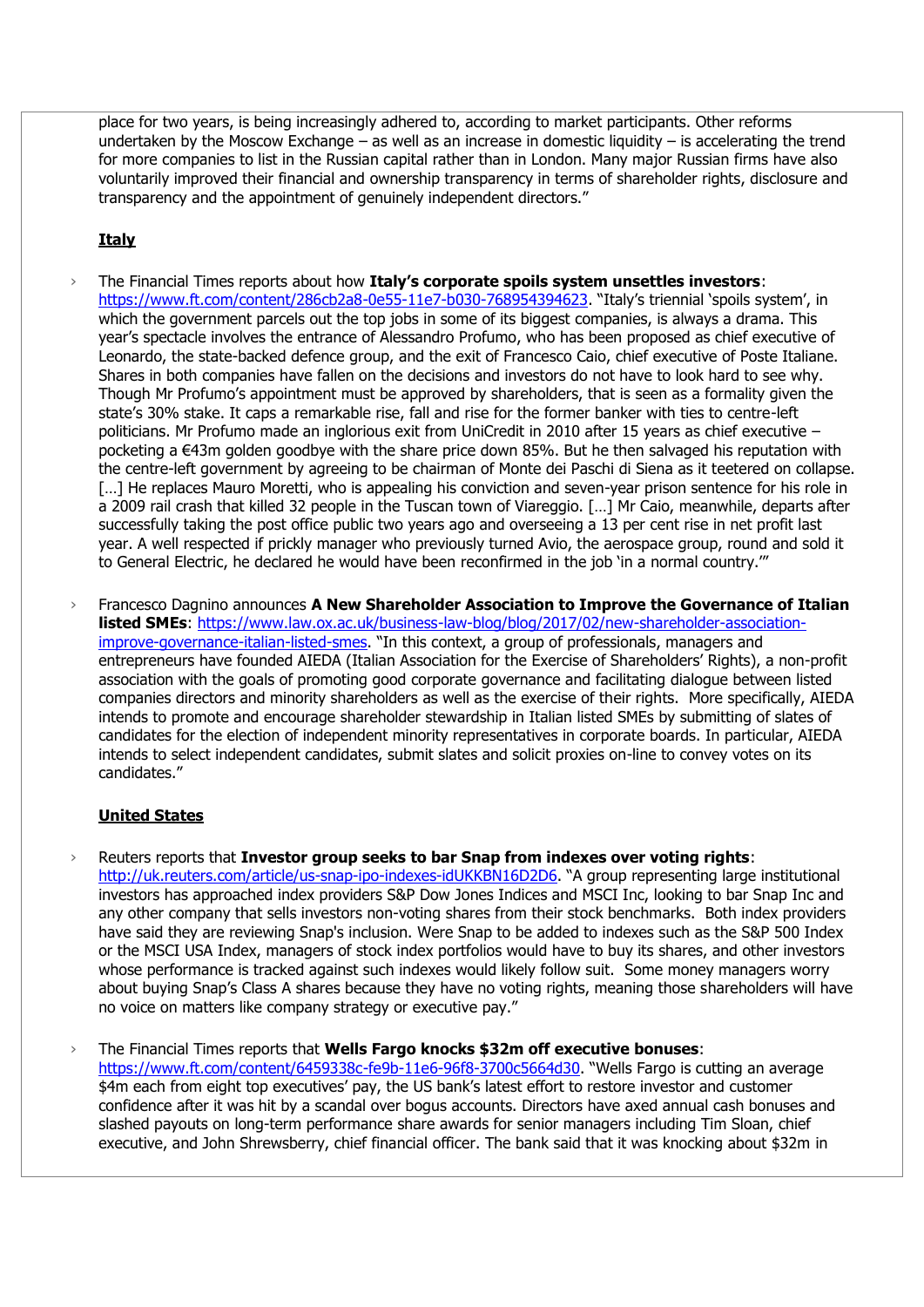place for two years, is being increasingly adhered to, according to market participants. Other reforms undertaken by the Moscow Exchange – as well as an increase in domestic liquidity – is accelerating the trend for more companies to list in the Russian capital rather than in London. Many major Russian firms have also voluntarily improved their financial and ownership transparency in terms of shareholder rights, disclosure and transparency and the appointment of genuinely independent directors."

**Italy**

- The Financial Times reports about how **Italy's corporate spoils system unsettles investors**: https://www.ft.com/content/286cb2a8-0e55-11e7-b030-768954394623. "Italy's triennial 'spoils system', in which the government parcels out the top jobs in some of its biggest companies, is always a drama. This year's spectacle involves the entrance of Alessandro Profumo, who has been proposed as chief executive of Leonardo, the state-backed defence group, and the exit of Francesco Caio, chief executive of Poste Italiane. Shares in both companies have fallen on the decisions and investors do not have to look hard to see why. Though Mr Profumo's appointment must be approved by shareholders, that is seen as a formality given the state's 30% stake. It caps a remarkable rise, fall and rise for the former banker with ties to centre-left politicians. Mr Profumo made an inglorious exit from UniCredit in 2010 after 15 years as chief executive – pocketing a €43m golden goodbye with the share price down 85%. But he then salvaged his reputation with the centre-left government by agreeing to be chairman of Monte dei Paschi di Siena as it teetered on collapse. […] He replaces Mauro Moretti, who is appealing his conviction and seven-year prison sentence for his role in a 2009 rail crash that killed 32 people in the Tuscan town of Viareggio. […] Mr Caio, meanwhile, departs after successfully taking the post office public two years ago and overseeing a 13 per cent rise in net profit last year. A well respected if prickly manager who previously turned Avio, the aerospace group, round and sold it to General Electric, he declared he would have been reconfirmed in the job 'in a normal country.'"

- Francesco Dagnino announces **A New Shareholder Association to Improve the Governance of Italian listed SMEs**: https://www.law.ox.ac.uk/business-law-blog/blog/2017/02/new-shareholder-association-improve-governance-italian-listed-smes. "In this context, a group of professionals, managers and entrepreneurs have founded AIEDA (Italian Association for the Exercise of Shareholders' Rights), a non-profit association with the goals of promoting good corporate governance and facilitating dialogue between listed companies directors and minority shareholders as well as the exercise of their rights. More specifically, AIEDA intends to promote and encourage shareholder stewardship in Italian listed SMEs by submitting of slates of candidates for the election of independent minority representatives in corporate boards. In particular, AIEDA intends to select independent candidates, submit slates and solicit proxies on-line to convey votes on its candidates."

**United States**

- Reuters reports that **Investor group seeks to bar Snap from indexes over voting rights**: http://uk.reuters.com/article/us-snap-ipo-indexes-idUKKBN16D2D6. "A group representing large institutional investors has approached index providers S&P Dow Jones Indices and MSCI Inc, looking to bar Snap Inc and any other company that sells investors non-voting shares from their stock benchmarks. Both index providers have said they are reviewing Snap's inclusion. Were Snap to be added to indexes such as the S&P 500 Index or the MSCI USA Index, managers of stock index portfolios would have to buy its shares, and other investors whose performance is tracked against such indexes would likely follow suit. Some money managers worry about buying Snap's Class A shares because they have no voting rights, meaning those shareholders will have no voice on matters like company strategy or executive pay."

- The Financial Times reports that **Wells Fargo knocks $32m off executive bonuses**: https://www.ft.com/content/6459338c-fe9b-11e6-96f8-3700c5664d30. "Wells Fargo is cutting an average $4m each from eight top executives' pay, the US bank's latest effort to restore investor and customer confidence after it was hit by a scandal over bogus accounts. Directors have axed annual cash bonuses and slashed payouts on long-term performance share awards for senior managers including Tim Sloan, chief executive, and John Shrewsberry, chief financial officer. The bank said that it was knocking about $32m in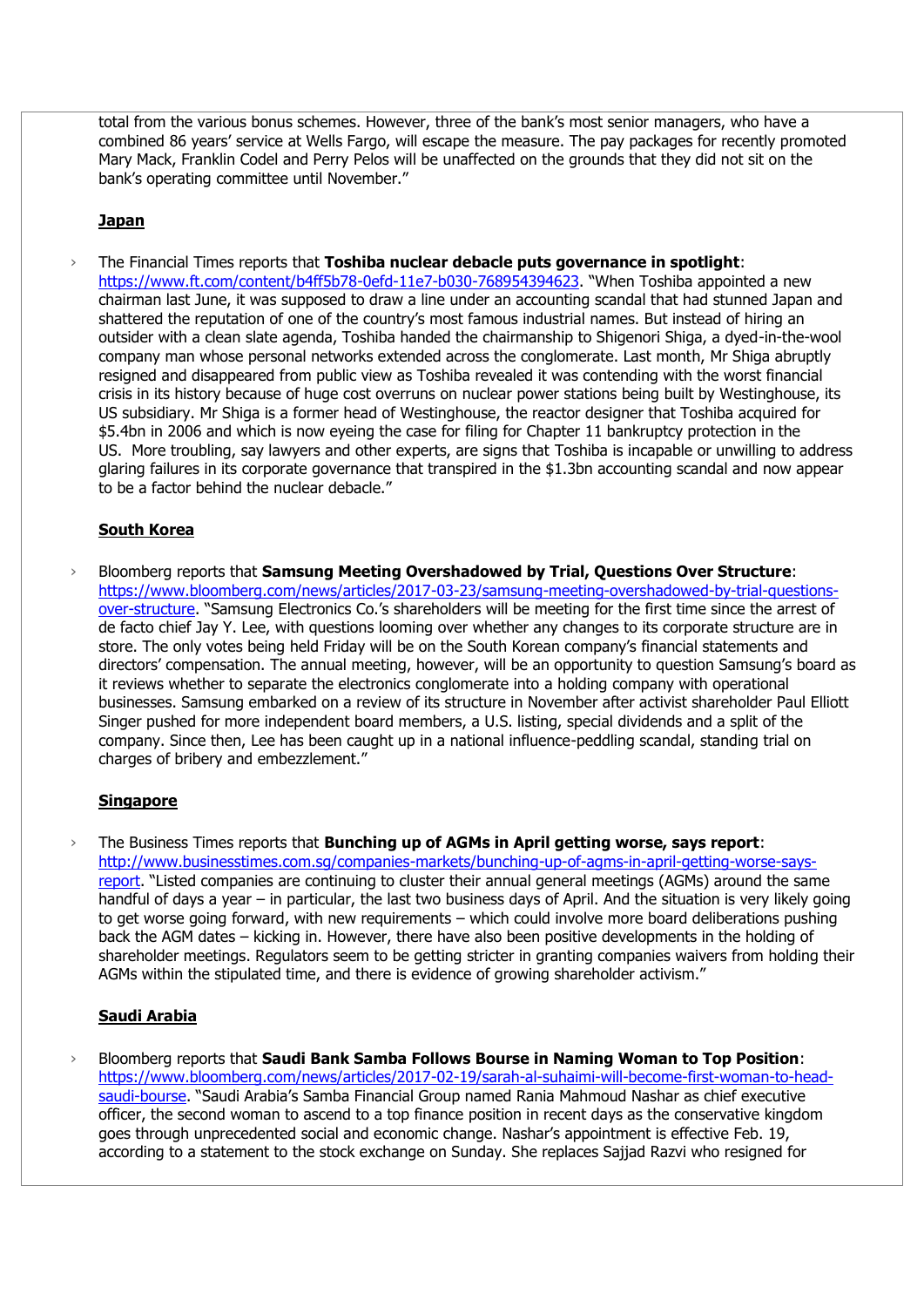total from the various bonus schemes. However, three of the bank's most senior managers, who have a combined 86 years' service at Wells Fargo, will escape the measure. The pay packages for recently promoted Mary Mack, Franklin Codel and Perry Pelos will be unaffected on the grounds that they did not sit on the bank's operating committee until November."

**Japan**

- The Financial Times reports that **Toshiba nuclear debacle puts governance in spotlight**: https://www.ft.com/content/b4ff5b78-0efd-11e7-b030-768954394623. "When Toshiba appointed a new chairman last June, it was supposed to draw a line under an accounting scandal that had stunned Japan and shattered the reputation of one of the country's most famous industrial names. But instead of hiring an outsider with a clean slate agenda, Toshiba handed the chairmanship to Shigenori Shiga, a dyed-in-the-wool company man whose personal networks extended across the conglomerate. Last month, Mr Shiga abruptly resigned and disappeared from public view as Toshiba revealed it was contending with the worst financial crisis in its history because of huge cost overruns on nuclear power stations being built by Westinghouse, its US subsidiary. Mr Shiga is a former head of Westinghouse, the reactor designer that Toshiba acquired for $5.4bn in 2006 and which is now eyeing the case for filing for Chapter 11 bankruptcy protection in the US. More troubling, say lawyers and other experts, are signs that Toshiba is incapable or unwilling to address glaring failures in its corporate governance that transpired in the $1.3bn accounting scandal and now appear to be a factor behind the nuclear debacle."

**South Korea**

- Bloomberg reports that **Samsung Meeting Overshadowed by Trial, Questions Over Structure**: https://www.bloomberg.com/news/articles/2017-03-23/samsung-meeting-overshadowed-by-trial-questions-over-structure. "Samsung Electronics Co.'s shareholders will be meeting for the first time since the arrest of de facto chief Jay Y. Lee, with questions looming over whether any changes to its corporate structure are in store. The only votes being held Friday will be on the South Korean company's financial statements and directors' compensation. The annual meeting, however, will be an opportunity to question Samsung's board as it reviews whether to separate the electronics conglomerate into a holding company with operational businesses. Samsung embarked on a review of its structure in November after activist shareholder Paul Elliott Singer pushed for more independent board members, a U.S. listing, special dividends and a split of the company. Since then, Lee has been caught up in a national influence-peddling scandal, standing trial on charges of bribery and embezzlement."

**Singapore**

- The Business Times reports that **Bunching up of AGMs in April getting worse, says report**: http://www.businesstimes.com.sg/companies-markets/bunching-up-of-agms-in-april-getting-worse-says-report. "Listed companies are continuing to cluster their annual general meetings (AGMs) around the same handful of days a year – in particular, the last two business days of April. And the situation is very likely going to get worse going forward, with new requirements – which could involve more board deliberations pushing back the AGM dates – kicking in. However, there have also been positive developments in the holding of shareholder meetings. Regulators seem to be getting stricter in granting companies waivers from holding their AGMs within the stipulated time, and there is evidence of growing shareholder activism."

**Saudi Arabia**

- Bloomberg reports that **Saudi Bank Samba Follows Bourse in Naming Woman to Top Position**: https://www.bloomberg.com/news/articles/2017-02-19/sarah-al-suhaimi-will-become-first-woman-to-head-saudi-bourse. "Saudi Arabia's Samba Financial Group named Rania Mahmoud Nashar as chief executive officer, the second woman to ascend to a top finance position in recent days as the conservative kingdom goes through unprecedented social and economic change. Nashar's appointment is effective Feb. 19, according to a statement to the stock exchange on Sunday. She replaces Sajjad Razvi who resigned for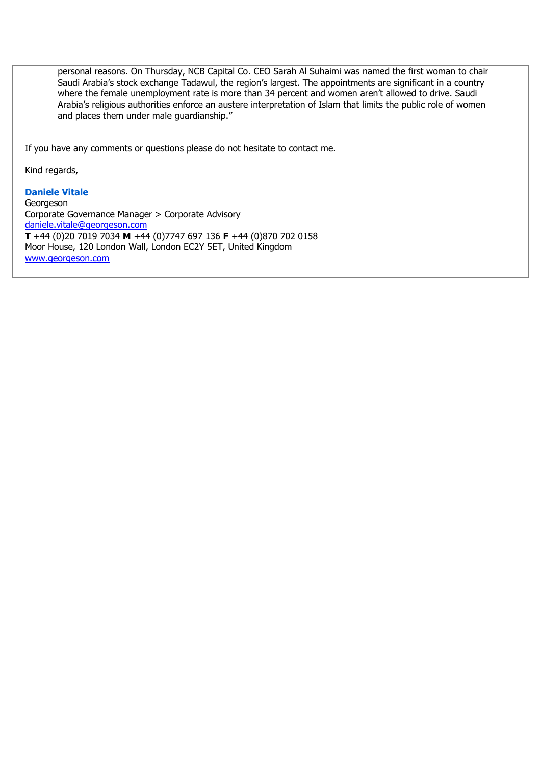personal reasons. On Thursday, NCB Capital Co. CEO Sarah Al Suhaimi was named the first woman to chair Saudi Arabia's stock exchange Tadawul, the region's largest. The appointments are significant in a country where the female unemployment rate is more than 34 percent and women aren't allowed to drive. Saudi Arabia's religious authorities enforce an austere interpretation of Islam that limits the public role of women and places them under male guardianship."

If you have any comments or questions please do not hesitate to contact me.

Kind regards,

**Daniele Vitale**
Georgeson
Corporate Governance Manager > Corporate Advisory
daniele.vitale@georgeson.com
**T** +44 (0)20 7019 7034 **M** +44 (0)7747 697 136 **F** +44 (0)870 702 0158
Moor House, 120 London Wall, London EC2Y 5ET, United Kingdom
www.georgeson.com